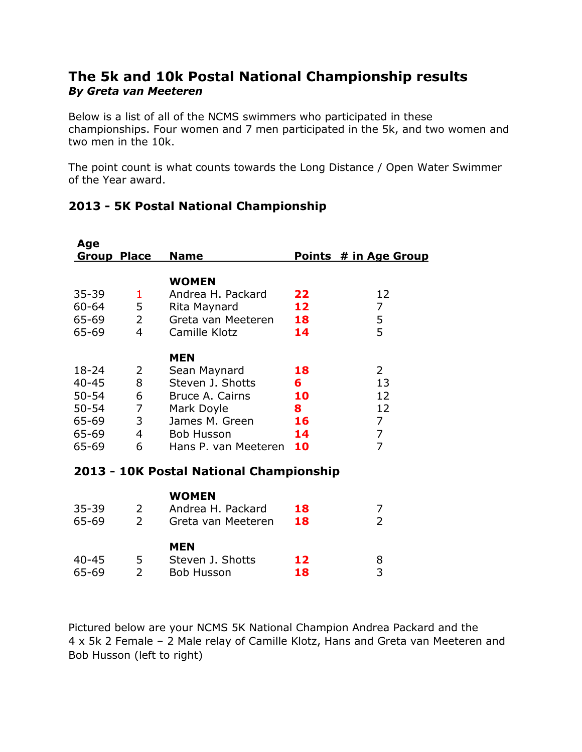# The 5k and 10k Postal National Championship results

***By Greta van Meeteren***

Below is a list of all of the NCMS swimmers who participated in these championships. Four women and 7 men participated in the 5k, and two women and two men in the 10k.

The point count is what counts towards the Long Distance / Open Water Swimmer of the Year award.

## 2013 - 5K Postal National Championship

| Age Group | Place | Name | Points | # in Age Group |
|---|---|---|---|---|
| | | **WOMEN** | | |
| 35-39 | 1 | Andrea H. Packard | **22** | 12 |
| 60-64 | 5 | Rita Maynard | **12** | 7 |
| 65-69 | 2 | Greta van Meeteren | **18** | 5 |
| 65-69 | 4 | Camille Klotz | **14** | 5 |
| | | **MEN** | | |
| 18-24 | 2 | Sean Maynard | **18** | 2 |
| 40-45 | 8 | Steven J. Shotts | **6** | 13 |
| 50-54 | 6 | Bruce A. Cairns | **10** | 12 |
| 50-54 | 7 | Mark Doyle | **8** | 12 |
| 65-69 | 3 | James M. Green | **16** | 7 |
| 65-69 | 4 | Bob Husson | **14** | 7 |
| 65-69 | 6 | Hans P. van Meeteren | **10** | 7 |

## 2013 - 10K Postal National Championship

| Age Group | Place | Name | Points | # in Age Group |
|---|---|---|---|---|
| | | **WOMEN** | | |
| 35-39 | 2 | Andrea H. Packard | **18** | 7 |
| 65-69 | 2 | Greta van Meeteren | **18** | 2 |
| | | **MEN** | | |
| 40-45 | 5 | Steven J. Shotts | **12** | 8 |
| 65-69 | 2 | Bob Husson | **18** | 3 |

Pictured below are your NCMS 5K National Champion Andrea Packard and the 4 x 5k 2 Female – 2 Male relay of Camille Klotz, Hans and Greta van Meeteren and Bob Husson (left to right)